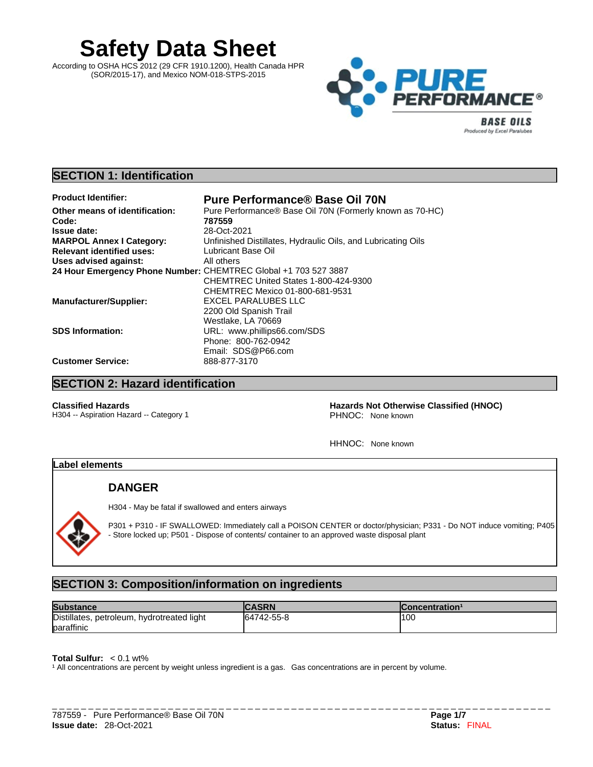# Safety Data Sheet

According to OSHA HCS 2012 (29 CFR 1910.1200), Health Canada HPR (SOR/2015-17), and Mexico NOM-018-STPS-2015

PURE PERFORMANCE® BASE OILS
Produced by Excel Paralubes

## SECTION 1: Identification

**Product Identifier:** **Pure Performance® Base Oil 70N**
**Other means of identification:** Pure Performance® Base Oil 70N (Formerly known as 70-HC)
**Code:** **787559**
**Issue date:** 28-Oct-2021
**MARPOL Annex I Category:** Unfinished Distillates, Hydraulic Oils, and Lubricating Oils
**Relevant identified uses:** Lubricant Base Oil
**Uses advised against:** All others
**24 Hour Emergency Phone Number:** CHEMTREC Global +1 703 527 3887
CHEMTREC United States 1-800-424-9300
CHEMTREC Mexico 01-800-681-9531
**Manufacturer/Supplier:** EXCEL PARALUBES LLC
2200 Old Spanish Trail
Westlake, LA 70669
**SDS Information:** URL: www.phillips66.com/SDS
Phone: 800-762-0942
Email: SDS@P66.com
**Customer Service:** 888-877-3170

## SECTION 2: Hazard identification

**Classified Hazards**
H304 -- Aspiration Hazard -- Category 1

**Hazards Not Otherwise Classified (HNOC)**
PHNOC: None known

HHNOC: None known

### Label elements

**DANGER**

H304 - May be fatal if swallowed and enters airways

P301 + P310 - IF SWALLOWED: Immediately call a POISON CENTER or doctor/physician; P331 - Do NOT induce vomiting; P405 - Store locked up; P501 - Dispose of contents/ container to an approved waste disposal plant

## SECTION 3: Composition/information on ingredients

| Substance | CASRN | Concentration[1] |
|---|---|---|
| Distillates, petroleum, hydrotreated light paraffinic | 64742-55-8 | 100 |

**Total Sulfur:** < 0.1 wt%

[1] All concentrations are percent by weight unless ingredient is a gas. Gas concentrations are in percent by volume.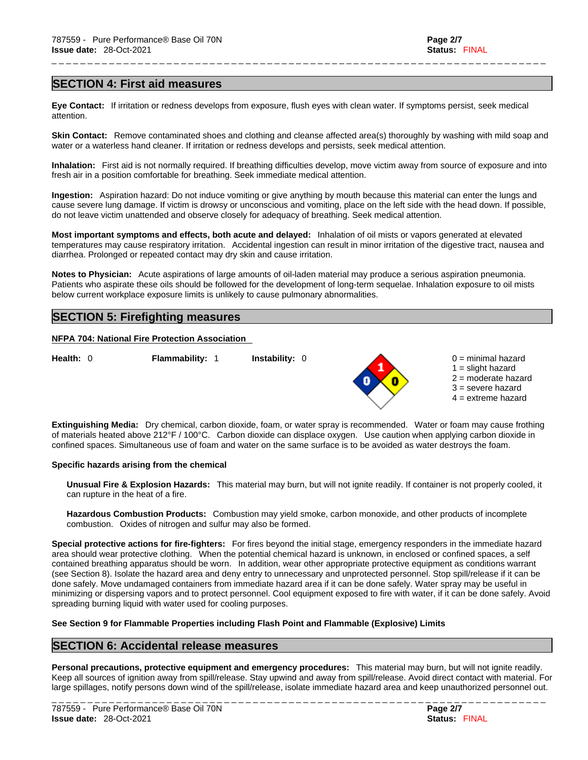## SECTION 4: First aid measures

**Eye Contact:** If irritation or redness develops from exposure, flush eyes with clean water. If symptoms persist, seek medical attention.

**Skin Contact:** Remove contaminated shoes and clothing and cleanse affected area(s) thoroughly by washing with mild soap and water or a waterless hand cleaner. If irritation or redness develops and persists, seek medical attention.

**Inhalation:** First aid is not normally required. If breathing difficulties develop, move victim away from source of exposure and into fresh air in a position comfortable for breathing. Seek immediate medical attention.

**Ingestion:** Aspiration hazard: Do not induce vomiting or give anything by mouth because this material can enter the lungs and cause severe lung damage. If victim is drowsy or unconscious and vomiting, place on the left side with the head down. If possible, do not leave victim unattended and observe closely for adequacy of breathing. Seek medical attention.

**Most important symptoms and effects, both acute and delayed:** Inhalation of oil mists or vapors generated at elevated temperatures may cause respiratory irritation. Accidental ingestion can result in minor irritation of the digestive tract, nausea and diarrhea. Prolonged or repeated contact may dry skin and cause irritation.

**Notes to Physician:** Acute aspirations of large amounts of oil-laden material may produce a serious aspiration pneumonia. Patients who aspirate these oils should be followed for the development of long-term sequelae. Inhalation exposure to oil mists below current workplace exposure limits is unlikely to cause pulmonary abnormalities.

## SECTION 5: Firefighting measures

**NFPA 704: National Fire Protection Association**

**Health:** 0 **Flammability:** 1 **Instability:** 0

0 = minimal hazard
1 = slight hazard
2 = moderate hazard
3 = severe hazard
4 = extreme hazard

**Extinguishing Media:** Dry chemical, carbon dioxide, foam, or water spray is recommended. Water or foam may cause frothing of materials heated above 212°F / 100°C. Carbon dioxide can displace oxygen. Use caution when applying carbon dioxide in confined spaces. Simultaneous use of foam and water on the same surface is to be avoided as water destroys the foam.

**Specific hazards arising from the chemical**

**Unusual Fire & Explosion Hazards:** This material may burn, but will not ignite readily. If container is not properly cooled, it can rupture in the heat of a fire.

**Hazardous Combustion Products:** Combustion may yield smoke, carbon monoxide, and other products of incomplete combustion. Oxides of nitrogen and sulfur may also be formed.

**Special protective actions for fire-fighters:** For fires beyond the initial stage, emergency responders in the immediate hazard area should wear protective clothing. When the potential chemical hazard is unknown, in enclosed or confined spaces, a self contained breathing apparatus should be worn. In addition, wear other appropriate protective equipment as conditions warrant (see Section 8). Isolate the hazard area and deny entry to unnecessary and unprotected personnel. Stop spill/release if it can be done safely. Move undamaged containers from immediate hazard area if it can be done safely. Water spray may be useful in minimizing or dispersing vapors and to protect personnel. Cool equipment exposed to fire with water, if it can be done safely. Avoid spreading burning liquid with water used for cooling purposes.

**See Section 9 for Flammable Properties including Flash Point and Flammable (Explosive) Limits**

## SECTION 6: Accidental release measures

**Personal precautions, protective equipment and emergency procedures:** This material may burn, but will not ignite readily. Keep all sources of ignition away from spill/release. Stay upwind and away from spill/release. Avoid direct contact with material. For large spillages, notify persons down wind of the spill/release, isolate immediate hazard area and keep unauthorized personnel out.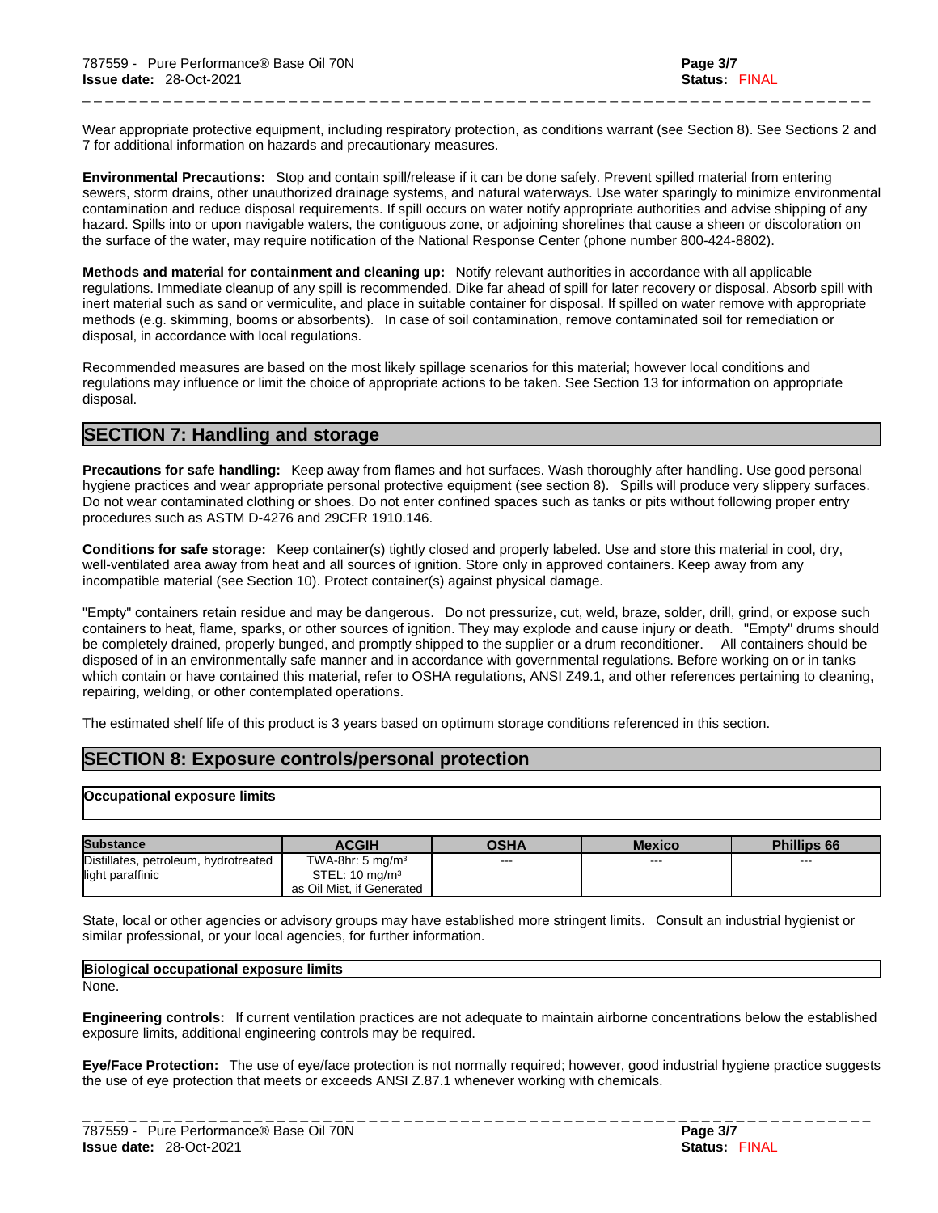Wear appropriate protective equipment, including respiratory protection, as conditions warrant (see Section 8). See Sections 2 and 7 for additional information on hazards and precautionary measures.

**Environmental Precautions:** Stop and contain spill/release if it can be done safely. Prevent spilled material from entering sewers, storm drains, other unauthorized drainage systems, and natural waterways. Use water sparingly to minimize environmental contamination and reduce disposal requirements. If spill occurs on water notify appropriate authorities and advise shipping of any hazard. Spills into or upon navigable waters, the contiguous zone, or adjoining shorelines that cause a sheen or discoloration on the surface of the water, may require notification of the National Response Center (phone number 800-424-8802).

**Methods and material for containment and cleaning up:** Notify relevant authorities in accordance with all applicable regulations. Immediate cleanup of any spill is recommended. Dike far ahead of spill for later recovery or disposal. Absorb spill with inert material such as sand or vermiculite, and place in suitable container for disposal. If spilled on water remove with appropriate methods (e.g. skimming, booms or absorbents). In case of soil contamination, remove contaminated soil for remediation or disposal, in accordance with local regulations.

Recommended measures are based on the most likely spillage scenarios for this material; however local conditions and regulations may influence or limit the choice of appropriate actions to be taken. See Section 13 for information on appropriate disposal.

## SECTION 7: Handling and storage

**Precautions for safe handling:** Keep away from flames and hot surfaces. Wash thoroughly after handling. Use good personal hygiene practices and wear appropriate personal protective equipment (see section 8). Spills will produce very slippery surfaces. Do not wear contaminated clothing or shoes. Do not enter confined spaces such as tanks or pits without following proper entry procedures such as ASTM D-4276 and 29CFR 1910.146.

**Conditions for safe storage:** Keep container(s) tightly closed and properly labeled. Use and store this material in cool, dry, well-ventilated area away from heat and all sources of ignition. Store only in approved containers. Keep away from any incompatible material (see Section 10). Protect container(s) against physical damage.

"Empty" containers retain residue and may be dangerous. Do not pressurize, cut, weld, braze, solder, drill, grind, or expose such containers to heat, flame, sparks, or other sources of ignition. They may explode and cause injury or death. "Empty" drums should be completely drained, properly bunged, and promptly shipped to the supplier or a drum reconditioner. All containers should be disposed of in an environmentally safe manner and in accordance with governmental regulations. Before working on or in tanks which contain or have contained this material, refer to OSHA regulations, ANSI Z49.1, and other references pertaining to cleaning, repairing, welding, or other contemplated operations.

The estimated shelf life of this product is 3 years based on optimum storage conditions referenced in this section.

## SECTION 8: Exposure controls/personal protection

**Occupational exposure limits**

| Substance | ACGIH | OSHA | Mexico | Phillips 66 |
|---|---|---|---|---|
| Distillates, petroleum, hydrotreated light paraffinic | TWA-8hr: 5 mg/m³<br>STEL: 10 mg/m³<br>as Oil Mist, if Generated | --- | --- | --- |

State, local or other agencies or advisory groups may have established more stringent limits. Consult an industrial hygienist or similar professional, or your local agencies, for further information.

**Biological occupational exposure limits**

None.

**Engineering controls:** If current ventilation practices are not adequate to maintain airborne concentrations below the established exposure limits, additional engineering controls may be required.

**Eye/Face Protection:** The use of eye/face protection is not normally required; however, good industrial hygiene practice suggests the use of eye protection that meets or exceeds ANSI Z.87.1 whenever working with chemicals.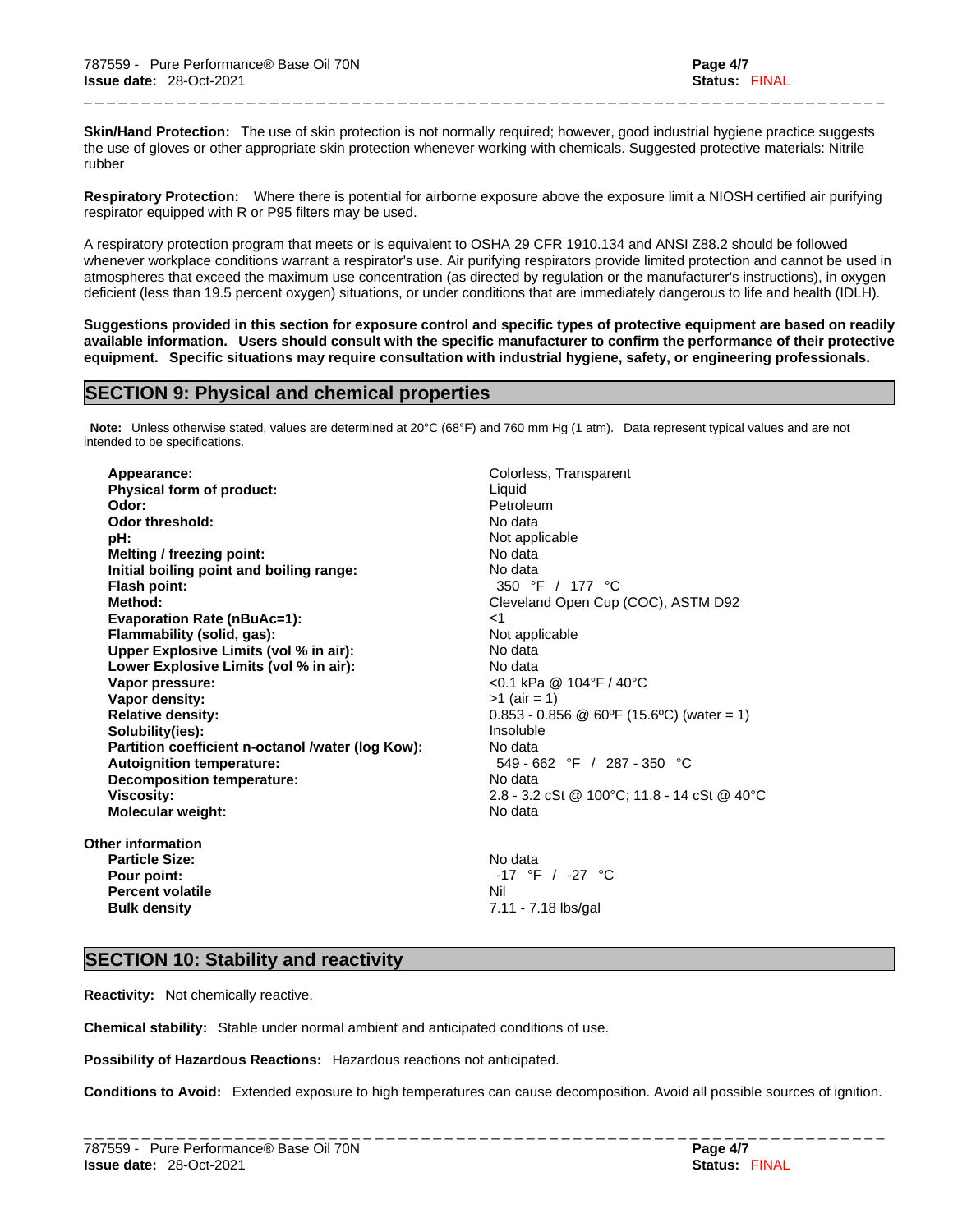**Skin/Hand Protection:** The use of skin protection is not normally required; however, good industrial hygiene practice suggests the use of gloves or other appropriate skin protection whenever working with chemicals. Suggested protective materials: Nitrile rubber

**Respiratory Protection:** Where there is potential for airborne exposure above the exposure limit a NIOSH certified air purifying respirator equipped with R or P95 filters may be used.

A respiratory protection program that meets or is equivalent to OSHA 29 CFR 1910.134 and ANSI Z88.2 should be followed whenever workplace conditions warrant a respirator's use. Air purifying respirators provide limited protection and cannot be used in atmospheres that exceed the maximum use concentration (as directed by regulation or the manufacturer's instructions), in oxygen deficient (less than 19.5 percent oxygen) situations, or under conditions that are immediately dangerous to life and health (IDLH).

**Suggestions provided in this section for exposure control and specific types of protective equipment are based on readily available information. Users should consult with the specific manufacturer to confirm the performance of their protective equipment. Specific situations may require consultation with industrial hygiene, safety, or engineering professionals.**

## SECTION 9: Physical and chemical properties

**Note:** Unless otherwise stated, values are determined at 20°C (68°F) and 760 mm Hg (1 atm). Data represent typical values and are not intended to be specifications.

| | |
|---|---|
| **Appearance:** | Colorless, Transparent |
| **Physical form of product:** | Liquid |
| **Odor:** | Petroleum |
| **Odor threshold:** | No data |
| **pH:** | Not applicable |
| **Melting / freezing point:** | No data |
| **Initial boiling point and boiling range:** | No data |
| **Flash point:** | 350 °F / 177 °C |
| **Method:** | Cleveland Open Cup (COC), ASTM D92 |
| **Evaporation Rate (nBuAc=1):** | <1 |
| **Flammability (solid, gas):** | Not applicable |
| **Upper Explosive Limits (vol % in air):** | No data |
| **Lower Explosive Limits (vol % in air):** | No data |
| **Vapor pressure:** | <0.1 kPa @ 104°F / 40°C |
| **Vapor density:** | >1 (air = 1) |
| **Relative density:** | 0.853 - 0.856 @ 60ºF (15.6ºC) (water = 1) |
| **Solubility(ies):** | Insoluble |
| **Partition coefficient n-octanol /water (log Kow):** | No data |
| **Autoignition temperature:** | 549 - 662 °F / 287 - 350 °C |
| **Decomposition temperature:** | No data |
| **Viscosity:** | 2.8 - 3.2 cSt @ 100°C; 11.8 - 14 cSt @ 40°C |
| **Molecular weight:** | No data |

**Other information**

| | |
|---|---|
| **Particle Size:** | No data |
| **Pour point:** | -17 °F / -27 °C |
| **Percent volatile** | Nil |
| **Bulk density** | 7.11 - 7.18 lbs/gal |

## SECTION 10: Stability and reactivity

**Reactivity:** Not chemically reactive.

**Chemical stability:** Stable under normal ambient and anticipated conditions of use.

**Possibility of Hazardous Reactions:** Hazardous reactions not anticipated.

**Conditions to Avoid:** Extended exposure to high temperatures can cause decomposition. Avoid all possible sources of ignition.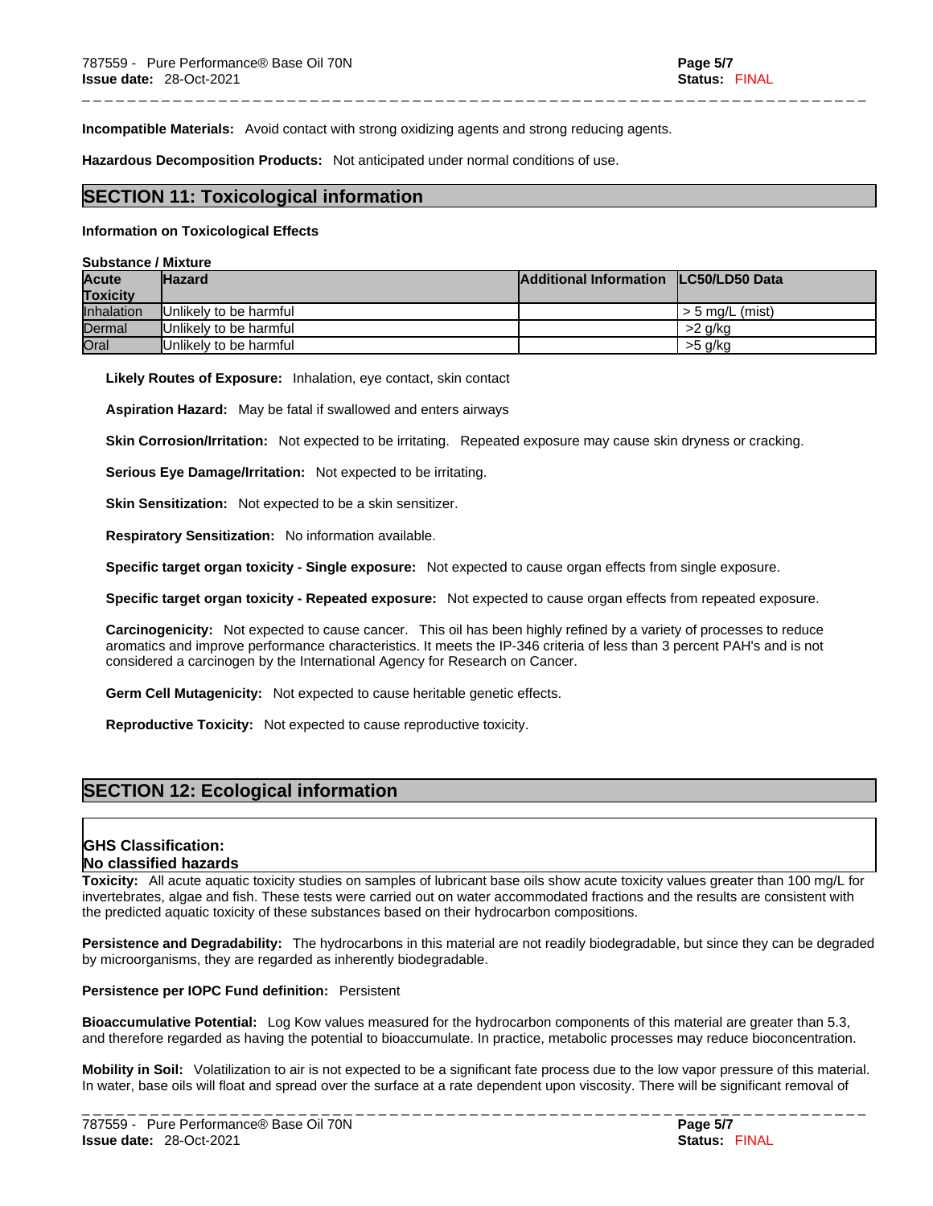**Incompatible Materials:** Avoid contact with strong oxidizing agents and strong reducing agents.

**Hazardous Decomposition Products:** Not anticipated under normal conditions of use.

## SECTION 11: Toxicological information

**Information on Toxicological Effects**

**Substance / Mixture**

| Acute Toxicity | Hazard | Additional Information | LC50/LD50 Data |
|---|---|---|---|
| Inhalation | Unlikely to be harmful | | > 5 mg/L (mist) |
| Dermal | Unlikely to be harmful | | >2 g/kg |
| Oral | Unlikely to be harmful | | >5 g/kg |

**Likely Routes of Exposure:** Inhalation, eye contact, skin contact

**Aspiration Hazard:** May be fatal if swallowed and enters airways

**Skin Corrosion/Irritation:** Not expected to be irritating. Repeated exposure may cause skin dryness or cracking.

**Serious Eye Damage/Irritation:** Not expected to be irritating.

**Skin Sensitization:** Not expected to be a skin sensitizer.

**Respiratory Sensitization:** No information available.

**Specific target organ toxicity - Single exposure:** Not expected to cause organ effects from single exposure.

**Specific target organ toxicity - Repeated exposure:** Not expected to cause organ effects from repeated exposure.

**Carcinogenicity:** Not expected to cause cancer. This oil has been highly refined by a variety of processes to reduce aromatics and improve performance characteristics. It meets the IP-346 criteria of less than 3 percent PAH's and is not considered a carcinogen by the International Agency for Research on Cancer.

**Germ Cell Mutagenicity:** Not expected to cause heritable genetic effects.

**Reproductive Toxicity:** Not expected to cause reproductive toxicity.

## SECTION 12: Ecological information

**GHS Classification:**
**No classified hazards**

**Toxicity:** All acute aquatic toxicity studies on samples of lubricant base oils show acute toxicity values greater than 100 mg/L for invertebrates, algae and fish. These tests were carried out on water accommodated fractions and the results are consistent with the predicted aquatic toxicity of these substances based on their hydrocarbon compositions.

**Persistence and Degradability:** The hydrocarbons in this material are not readily biodegradable, but since they can be degraded by microorganisms, they are regarded as inherently biodegradable.

**Persistence per IOPC Fund definition:** Persistent

**Bioaccumulative Potential:** Log Kow values measured for the hydrocarbon components of this material are greater than 5.3, and therefore regarded as having the potential to bioaccumulate. In practice, metabolic processes may reduce bioconcentration.

**Mobility in Soil:** Volatilization to air is not expected to be a significant fate process due to the low vapor pressure of this material. In water, base oils will float and spread over the surface at a rate dependent upon viscosity. There will be significant removal of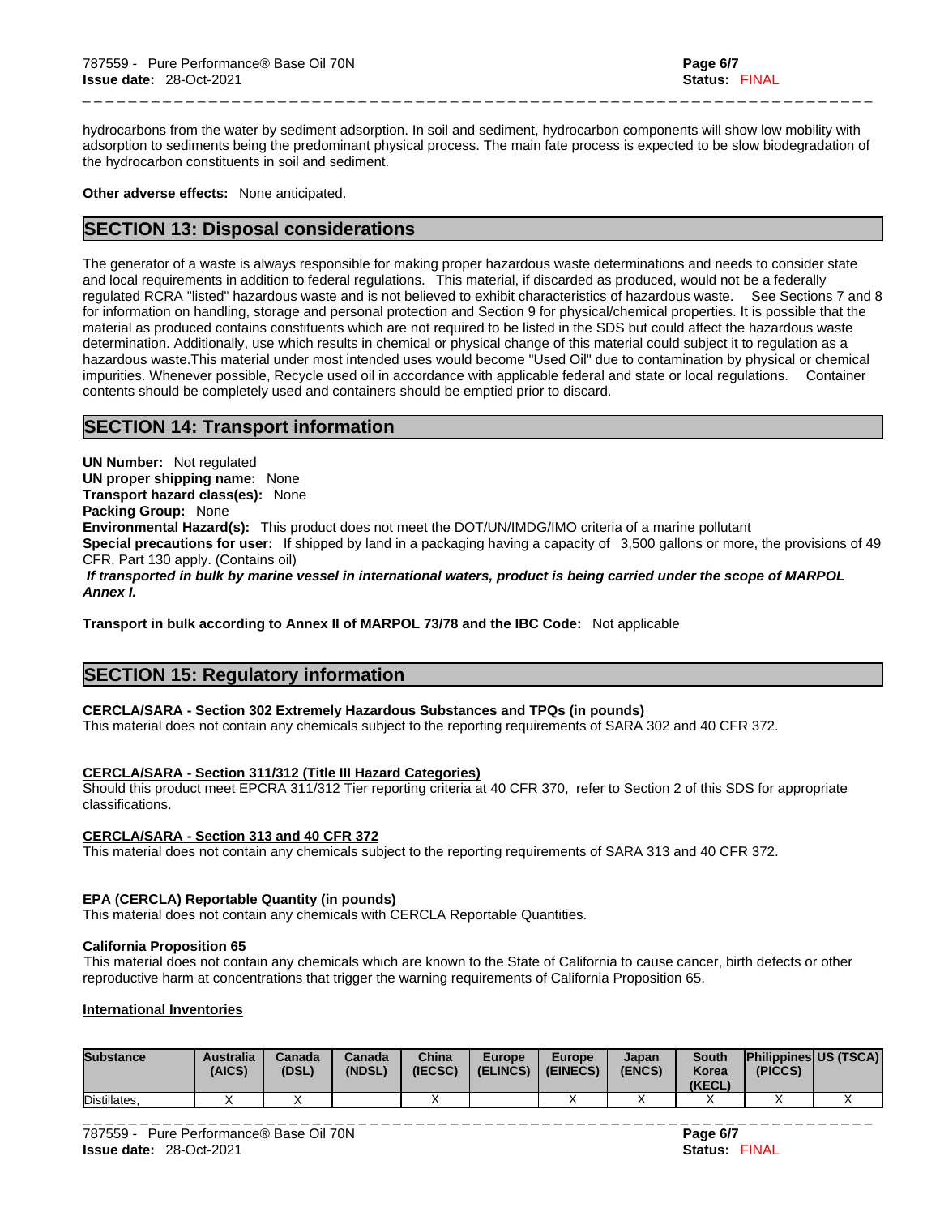hydrocarbons from the water by sediment adsorption. In soil and sediment, hydrocarbon components will show low mobility with adsorption to sediments being the predominant physical process. The main fate process is expected to be slow biodegradation of the hydrocarbon constituents in soil and sediment.

**Other adverse effects:** None anticipated.

## SECTION 13: Disposal considerations

The generator of a waste is always responsible for making proper hazardous waste determinations and needs to consider state and local requirements in addition to federal regulations. This material, if discarded as produced, would not be a federally regulated RCRA "listed" hazardous waste and is not believed to exhibit characteristics of hazardous waste. See Sections 7 and 8 for information on handling, storage and personal protection and Section 9 for physical/chemical properties. It is possible that the material as produced contains constituents which are not required to be listed in the SDS but could affect the hazardous waste determination. Additionally, use which results in chemical or physical change of this material could subject it to regulation as a hazardous waste.This material under most intended uses would become "Used Oil" due to contamination by physical or chemical impurities. Whenever possible, Recycle used oil in accordance with applicable federal and state or local regulations. Container contents should be completely used and containers should be emptied prior to discard.

## SECTION 14: Transport information

**UN Number:** Not regulated
**UN proper shipping name:** None
**Transport hazard class(es):** None
**Packing Group:** None
**Environmental Hazard(s):** This product does not meet the DOT/UN/IMDG/IMO criteria of a marine pollutant
**Special precautions for user:** If shipped by land in a packaging having a capacity of 3,500 gallons or more, the provisions of 49 CFR, Part 130 apply. (Contains oil)
***If transported in bulk by marine vessel in international waters, product is being carried under the scope of MARPOL Annex I.***

**Transport in bulk according to Annex II of MARPOL 73/78 and the IBC Code:** Not applicable

## SECTION 15: Regulatory information

**CERCLA/SARA - Section 302 Extremely Hazardous Substances and TPQs (in pounds)**
This material does not contain any chemicals subject to the reporting requirements of SARA 302 and 40 CFR 372.

**CERCLA/SARA - Section 311/312 (Title III Hazard Categories)**
Should this product meet EPCRA 311/312 Tier reporting criteria at 40 CFR 370, refer to Section 2 of this SDS for appropriate classifications.

**CERCLA/SARA - Section 313 and 40 CFR 372**
This material does not contain any chemicals subject to the reporting requirements of SARA 313 and 40 CFR 372.

**EPA (CERCLA) Reportable Quantity (in pounds)**
This material does not contain any chemicals with CERCLA Reportable Quantities.

**California Proposition 65**
This material does not contain any chemicals which are known to the State of California to cause cancer, birth defects or other reproductive harm at concentrations that trigger the warning requirements of California Proposition 65.

**International Inventories**

| Substance | Australia (AICS) | Canada (DSL) | Canada (NDSL) | China (IECSC) | Europe (ELINCS) | Europe (EINECS) | Japan (ENCS) | South Korea (KECL) | Philippines (PICCS) | US (TSCA) |
|---|---|---|---|---|---|---|---|---|---|---|
| Distillates, | X | X | | X | | X | X | X | X | X |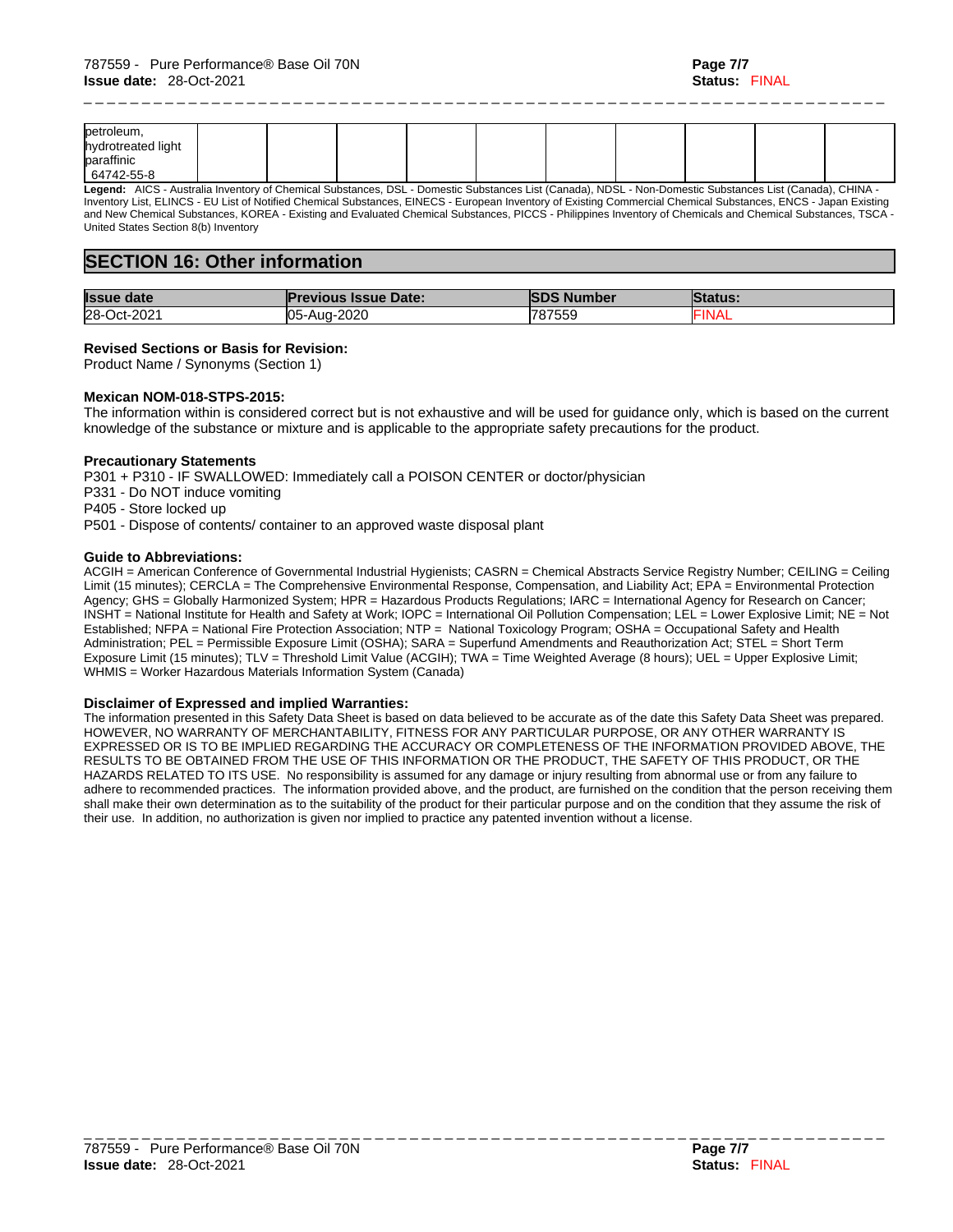| | | | | | | | | | |
|---|---|---|---|---|---|---|---|---|---|
| petroleum, hydrotreated light paraffinic 64742-55-8 | | | | | | | | | |

**Legend:** AICS - Australia Inventory of Chemical Substances, DSL - Domestic Substances List (Canada), NDSL - Non-Domestic Substances List (Canada), CHINA - Inventory List, ELINCS - EU List of Notified Chemical Substances, EINECS - European Inventory of Existing Commercial Chemical Substances, ENCS - Japan Existing and New Chemical Substances, KOREA - Existing and Evaluated Chemical Substances, PICCS - Philippines Inventory of Chemicals and Chemical Substances, TSCA - United States Section 8(b) Inventory

## SECTION 16: Other information

| Issue date | Previous Issue Date: | SDS Number | Status: |
|---|---|---|---|
| 28-Oct-2021 | 05-Aug-2020 | 787559 | FINAL |

**Revised Sections or Basis for Revision:**
Product Name / Synonyms (Section 1)

**Mexican NOM-018-STPS-2015:**
The information within is considered correct but is not exhaustive and will be used for guidance only, which is based on the current knowledge of the substance or mixture and is applicable to the appropriate safety precautions for the product.

**Precautionary Statements**
P301 + P310 - IF SWALLOWED: Immediately call a POISON CENTER or doctor/physician
P331 - Do NOT induce vomiting
P405 - Store locked up
P501 - Dispose of contents/ container to an approved waste disposal plant

**Guide to Abbreviations:**
ACGIH = American Conference of Governmental Industrial Hygienists; CASRN = Chemical Abstracts Service Registry Number; CEILING = Ceiling Limit (15 minutes); CERCLA = The Comprehensive Environmental Response, Compensation, and Liability Act; EPA = Environmental Protection Agency; GHS = Globally Harmonized System; HPR = Hazardous Products Regulations; IARC = International Agency for Research on Cancer; INSHT = National Institute for Health and Safety at Work; IOPC = International Oil Pollution Compensation; LEL = Lower Explosive Limit; NE = Not Established; NFPA = National Fire Protection Association; NTP = National Toxicology Program; OSHA = Occupational Safety and Health Administration; PEL = Permissible Exposure Limit (OSHA); SARA = Superfund Amendments and Reauthorization Act; STEL = Short Term Exposure Limit (15 minutes); TLV = Threshold Limit Value (ACGIH); TWA = Time Weighted Average (8 hours); UEL = Upper Explosive Limit; WHMIS = Worker Hazardous Materials Information System (Canada)

**Disclaimer of Expressed and implied Warranties:**
The information presented in this Safety Data Sheet is based on data believed to be accurate as of the date this Safety Data Sheet was prepared. HOWEVER, NO WARRANTY OF MERCHANTABILITY, FITNESS FOR ANY PARTICULAR PURPOSE, OR ANY OTHER WARRANTY IS EXPRESSED OR IS TO BE IMPLIED REGARDING THE ACCURACY OR COMPLETENESS OF THE INFORMATION PROVIDED ABOVE, THE RESULTS TO BE OBTAINED FROM THE USE OF THIS INFORMATION OR THE PRODUCT, THE SAFETY OF THIS PRODUCT, OR THE HAZARDS RELATED TO ITS USE. No responsibility is assumed for any damage or injury resulting from abnormal use or from any failure to adhere to recommended practices. The information provided above, and the product, are furnished on the condition that the person receiving them shall make their own determination as to the suitability of the product for their particular purpose and on the condition that they assume the risk of their use. In addition, no authorization is given nor implied to practice any patented invention without a license.